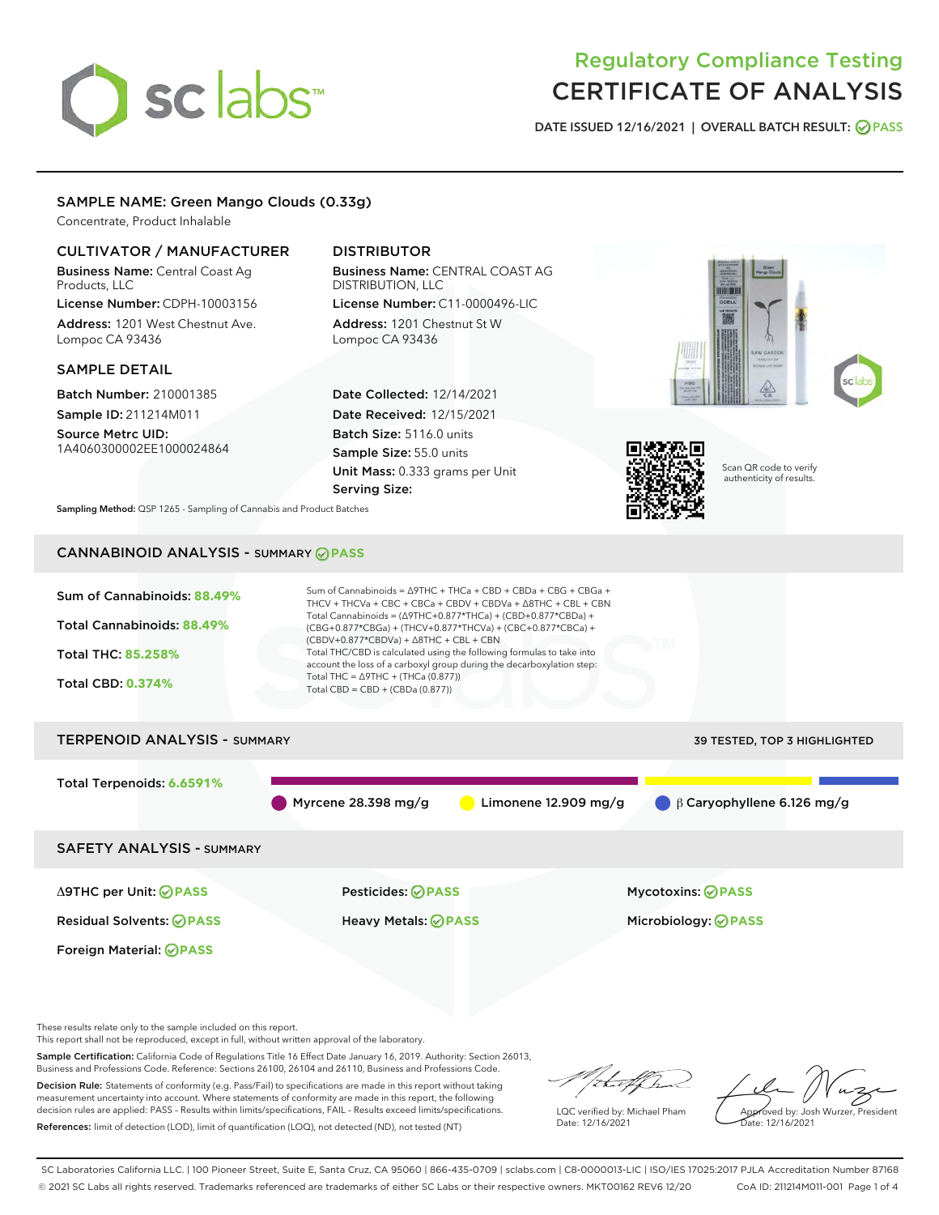# Regulatory Compliance Testing CERTIFICATE OF ANALYSIS

DATE ISSUED 12/16/2021 | OVERALL BATCH RESULT: PASS

## SAMPLE NAME: Green Mango Clouds (0.33g)

Concentrate, Product Inhalable

### CULTIVATOR / MANUFACTURER

**Business Name:** Central Coast Ag Products, LLC
**License Number:** CDPH-10003156
**Address:** 1201 West Chestnut Ave. Lompoc CA 93436

### DISTRIBUTOR

**Business Name:** CENTRAL COAST AG DISTRIBUTION, LLC
**License Number:** C11-0000496-LIC
**Address:** 1201 Chestnut St W Lompoc CA 93436

### SAMPLE DETAIL

**Batch Number:** 210001385
**Sample ID:** 211214M011
**Source Metrc UID:** 1A4060300002EE1000024864

**Date Collected:** 12/14/2021
**Date Received:** 12/15/2021
**Batch Size:** 5116.0 units
**Sample Size:** 55.0 units
**Unit Mass:** 0.333 grams per Unit
**Serving Size:**

Scan QR code to verify authenticity of results.

**Sampling Method:** QSP 1265 - Sampling of Cannabis and Product Batches

## CANNABINOID ANALYSIS - SUMMARY PASS

**Sum of Cannabinoids:** 88.49%
**Total Cannabinoids:** 88.49%
**Total THC:** 85.258%
**Total CBD:** 0.374%

Sum of Cannabinoids = Δ9THC + THCa + CBD + CBDa + CBG + CBGa + THCV + THCVa + CBC + CBCa + CBDV + CBDVa + Δ8THC + CBL + CBN
Total Cannabinoids = (Δ9THC+0.877*THCa) + (CBD+0.877*CBDa) + (CBG+0.877*CBGa) + (THCV+0.877*THCVa) + (CBC+0.877*CBCa) + (CBDV+0.877*CBDVa) + Δ8THC + CBL + CBN
Total THC/CBD is calculated using the following formulas to take into account the loss of a carboxyl group during the decarboxylation step:
Total THC = Δ9THC + (THCa (0.877))
Total CBD = CBD + (CBDa (0.877))

## TERPENOID ANALYSIS - SUMMARY

39 TESTED, TOP 3 HIGHLIGHTED

**Total Terpenoids:** 6.6591%

Myrcene 28.398 mg/g | Limonene 12.909 mg/g | β Caryophyllene 6.126 mg/g

## SAFETY ANALYSIS - SUMMARY

Δ9THC per Unit: PASS
Pesticides: PASS
Mycotoxins: PASS
Residual Solvents: PASS
Heavy Metals: PASS
Microbiology: PASS
Foreign Material: PASS

These results relate only to the sample included on this report.
This report shall not be reproduced, except in full, without written approval of the laboratory.

**Sample Certification:** California Code of Regulations Title 16 Effect Date January 16, 2019. Authority: Section 26013, Business and Professions Code. Reference: Sections 26100, 26104 and 26110, Business and Professions Code.

**Decision Rule:** Statements of conformity (e.g. Pass/Fail) to specifications are made in this report without taking measurement uncertainty into account. Where statements of conformity are made in this report, the following decision rules are applied: PASS – Results within limits/specifications, FAIL – Results exceed limits/specifications.

**References:** limit of detection (LOD), limit of quantification (LOQ), not detected (ND), not tested (NT)

LQC verified by: Michael Pham
Date: 12/16/2021

Approved by: Josh Wurzer, President
Date: 12/16/2021

SC Laboratories California LLC. | 100 Pioneer Street, Suite E, Santa Cruz, CA 95060 | 866-435-0709 | sclabs.com | C8-0000013-LIC | ISO/IES 17025:2017 PJLA Accreditation Number 87168
© 2021 SC Labs all rights reserved. Trademarks referenced are trademarks of either SC Labs or their respective owners. MKT00162 REV6 12/20 CoA ID: 211214M011-001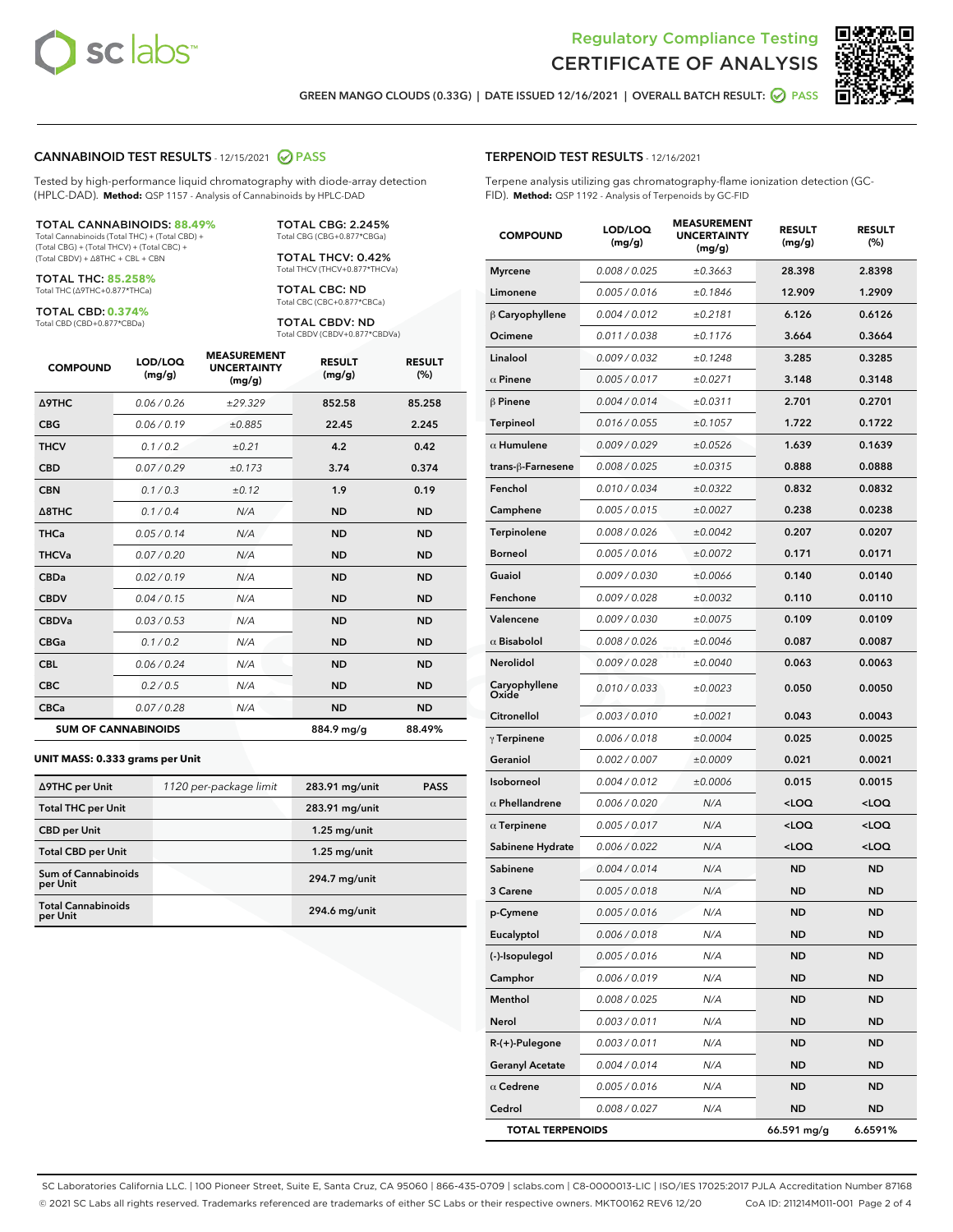# Regulatory Compliance Testing
# CERTIFICATE OF ANALYSIS

GREEN MANGO CLOUDS (0.33G) | DATE ISSUED 12/16/2021 | OVERALL BATCH RESULT: PASS

## CANNABINOID TEST RESULTS - 12/15/2021 PASS

Tested by high-performance liquid chromatography with diode-array detection (HPLC-DAD). **Method:** QSP 1157 - Analysis of Cannabinoids by HPLC-DAD

**TOTAL CANNABINOIDS: 88.49%**
Total Cannabinoids (Total THC) + (Total CBD) + (Total CBG) + (Total THCV) + (Total CBC) + (Total CBDV) + Δ8THC + CBL + CBN

**TOTAL THC: 85.258%**
Total THC (Δ9THC+0.877*THCa)

**TOTAL CBD: 0.374%**
Total CBD (CBD+0.877*CBDa)

**TOTAL CBG: 2.245%**
Total CBG (CBG+0.877*CBGa)

**TOTAL THCV: 0.42%**
Total THCV (THCV+0.877*THCVa)

**TOTAL CBC: ND**
Total CBC (CBC+0.877*CBCa)

**TOTAL CBDV: ND**
Total CBDV (CBDV+0.877*CBDVa)

| COMPOUND | LOD/LOQ (mg/g) | MEASUREMENT UNCERTAINTY (mg/g) | RESULT (mg/g) | RESULT (%) |
|---|---|---|---|---|
| Δ9THC | 0.06 / 0.26 | ±29.329 | 852.58 | 85.258 |
| CBG | 0.06 / 0.19 | ±0.885 | 22.45 | 2.245 |
| THCV | 0.1 / 0.2 | ±0.21 | 4.2 | 0.42 |
| CBD | 0.07 / 0.29 | ±0.173 | 3.74 | 0.374 |
| CBN | 0.1 / 0.3 | ±0.12 | 1.9 | 0.19 |
| Δ8THC | 0.1 / 0.4 | N/A | ND | ND |
| THCa | 0.05 / 0.14 | N/A | ND | ND |
| THCVa | 0.07 / 0.20 | N/A | ND | ND |
| CBDa | 0.02 / 0.19 | N/A | ND | ND |
| CBDV | 0.04 / 0.15 | N/A | ND | ND |
| CBDVa | 0.03 / 0.53 | N/A | ND | ND |
| CBGa | 0.1 / 0.2 | N/A | ND | ND |
| CBL | 0.06 / 0.24 | N/A | ND | ND |
| CBC | 0.2 / 0.5 | N/A | ND | ND |
| CBCa | 0.07 / 0.28 | N/A | ND | ND |
| **SUM OF CANNABINOIDS** | | | 884.9 mg/g | 88.49% |

### UNIT MASS: 0.333 grams per Unit

| | | | |
|---|---|---|---|
| Δ9THC per Unit | 1120 per-package limit | 283.91 mg/unit | PASS |
| Total THC per Unit | | 283.91 mg/unit | |
| CBD per Unit | | 1.25 mg/unit | |
| Total CBD per Unit | | 1.25 mg/unit | |
| Sum of Cannabinoids per Unit | | 294.7 mg/unit | |
| Total Cannabinoids per Unit | | 294.6 mg/unit | |

## TERPENOID TEST RESULTS - 12/16/2021

Terpene analysis utilizing gas chromatography-flame ionization detection (GC-FID). **Method:** QSP 1192 - Analysis of Terpenoids by GC-FID

| COMPOUND | LOD/LOQ (mg/g) | MEASUREMENT UNCERTAINTY (mg/g) | RESULT (mg/g) | RESULT (%) |
|---|---|---|---|---|
| Myrcene | 0.008 / 0.025 | ±0.3663 | 28.398 | 2.8398 |
| Limonene | 0.005 / 0.016 | ±0.1846 | 12.909 | 1.2909 |
| β Caryophyllene | 0.004 / 0.012 | ±0.2181 | 6.126 | 0.6126 |
| Ocimene | 0.011 / 0.038 | ±0.1176 | 3.664 | 0.3664 |
| Linalool | 0.009 / 0.032 | ±0.1248 | 3.285 | 0.3285 |
| α Pinene | 0.005 / 0.017 | ±0.0271 | 3.148 | 0.3148 |
| β Pinene | 0.004 / 0.014 | ±0.0311 | 2.701 | 0.2701 |
| Terpineol | 0.016 / 0.055 | ±0.1057 | 1.722 | 0.1722 |
| α Humulene | 0.009 / 0.029 | ±0.0526 | 1.639 | 0.1639 |
| trans-β-Farnesene | 0.008 / 0.025 | ±0.0315 | 0.888 | 0.0888 |
| Fenchol | 0.010 / 0.034 | ±0.0322 | 0.832 | 0.0832 |
| Camphene | 0.005 / 0.015 | ±0.0027 | 0.238 | 0.0238 |
| Terpinolene | 0.008 / 0.026 | ±0.0042 | 0.207 | 0.0207 |
| Borneol | 0.005 / 0.016 | ±0.0072 | 0.171 | 0.0171 |
| Guaiol | 0.009 / 0.030 | ±0.0066 | 0.140 | 0.0140 |
| Fenchone | 0.009 / 0.028 | ±0.0032 | 0.110 | 0.0110 |
| Valencene | 0.009 / 0.030 | ±0.0075 | 0.109 | 0.0109 |
| α Bisabolol | 0.008 / 0.026 | ±0.0046 | 0.087 | 0.0087 |
| Nerolidol | 0.009 / 0.028 | ±0.0040 | 0.063 | 0.0063 |
| Caryophyllene Oxide | 0.010 / 0.033 | ±0.0023 | 0.050 | 0.0050 |
| Citronellol | 0.003 / 0.010 | ±0.0021 | 0.043 | 0.0043 |
| γ Terpinene | 0.006 / 0.018 | ±0.0004 | 0.025 | 0.0025 |
| Geraniol | 0.002 / 0.007 | ±0.0009 | 0.021 | 0.0021 |
| Isoborneol | 0.004 / 0.012 | ±0.0006 | 0.015 | 0.0015 |
| α Phellandrene | 0.006 / 0.020 | N/A | <LOQ | <LOQ |
| α Terpinene | 0.005 / 0.017 | N/A | <LOQ | <LOQ |
| Sabinene Hydrate | 0.006 / 0.022 | N/A | <LOQ | <LOQ |
| Sabinene | 0.004 / 0.014 | N/A | ND | ND |
| 3 Carene | 0.005 / 0.018 | N/A | ND | ND |
| p-Cymene | 0.005 / 0.016 | N/A | ND | ND |
| Eucalyptol | 0.006 / 0.018 | N/A | ND | ND |
| (-)-Isopulegol | 0.005 / 0.016 | N/A | ND | ND |
| Camphor | 0.006 / 0.019 | N/A | ND | ND |
| Menthol | 0.008 / 0.025 | N/A | ND | ND |
| Nerol | 0.003 / 0.011 | N/A | ND | ND |
| R-(+)-Pulegone | 0.003 / 0.011 | N/A | ND | ND |
| Geranyl Acetate | 0.004 / 0.014 | N/A | ND | ND |
| α Cedrene | 0.005 / 0.016 | N/A | ND | ND |
| Cedrol | 0.008 / 0.027 | N/A | ND | ND |
| **TOTAL TERPENOIDS** | | | 66.591 mg/g | 6.6591% |

SC Laboratories California LLC. | 100 Pioneer Street, Suite E, Santa Cruz, CA 95060 | 866-435-0709 | sclabs.com | C8-0000013-LIC | ISO/IES 17025:2017 PJLA Accreditation Number 87168
© 2021 SC Labs all rights reserved. Trademarks referenced are trademarks of either SC Labs or their respective owners. MKT00162 REV6 12/20 CoA ID: 211214M011-001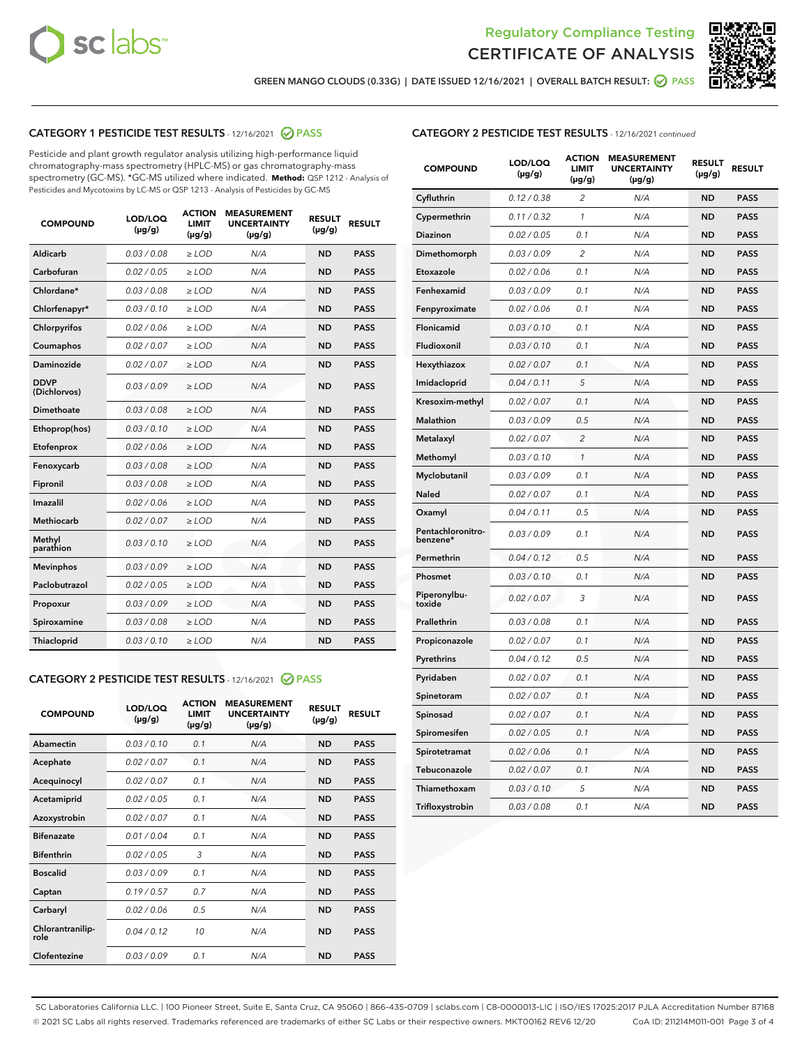Regulatory Compliance Testing
CERTIFICATE OF ANALYSIS

GREEN MANGO CLOUDS (0.33G) | DATE ISSUED 12/16/2021 | OVERALL BATCH RESULT: PASS

## CATEGORY 1 PESTICIDE TEST RESULTS - 12/16/2021 PASS

Pesticide and plant growth regulator analysis utilizing high-performance liquid chromatography-mass spectrometry (HPLC-MS) or gas chromatography-mass spectrometry (GC-MS). *GC-MS utilized where indicated. **Method:** QSP 1212 - Analysis of Pesticides and Mycotoxins by LC-MS or QSP 1213 - Analysis of Pesticides by GC-MS

| COMPOUND | LOD/LOQ (µg/g) | ACTION LIMIT (µg/g) | MEASUREMENT UNCERTAINTY (µg/g) | RESULT (µg/g) | RESULT |
|---|---|---|---|---|---|
| Aldicarb | 0.03 / 0.08 | ≥ LOD | N/A | ND | PASS |
| Carbofuran | 0.02 / 0.05 | ≥ LOD | N/A | ND | PASS |
| Chlordane* | 0.03 / 0.08 | ≥ LOD | N/A | ND | PASS |
| Chlorfenapyr* | 0.03 / 0.10 | ≥ LOD | N/A | ND | PASS |
| Chlorpyrifos | 0.02 / 0.06 | ≥ LOD | N/A | ND | PASS |
| Coumaphos | 0.02 / 0.07 | ≥ LOD | N/A | ND | PASS |
| Daminozide | 0.02 / 0.07 | ≥ LOD | N/A | ND | PASS |
| DDVP (Dichlorvos) | 0.03 / 0.09 | ≥ LOD | N/A | ND | PASS |
| Dimethoate | 0.03 / 0.08 | ≥ LOD | N/A | ND | PASS |
| Ethoprop(hos) | 0.03 / 0.10 | ≥ LOD | N/A | ND | PASS |
| Etofenprox | 0.02 / 0.06 | ≥ LOD | N/A | ND | PASS |
| Fenoxycarb | 0.03 / 0.08 | ≥ LOD | N/A | ND | PASS |
| Fipronil | 0.03 / 0.08 | ≥ LOD | N/A | ND | PASS |
| Imazalil | 0.02 / 0.06 | ≥ LOD | N/A | ND | PASS |
| Methiocarb | 0.02 / 0.07 | ≥ LOD | N/A | ND | PASS |
| Methyl parathion | 0.03 / 0.10 | ≥ LOD | N/A | ND | PASS |
| Mevinphos | 0.03 / 0.09 | ≥ LOD | N/A | ND | PASS |
| Paclobutrazol | 0.02 / 0.05 | ≥ LOD | N/A | ND | PASS |
| Propoxur | 0.03 / 0.09 | ≥ LOD | N/A | ND | PASS |
| Spiroxamine | 0.03 / 0.08 | ≥ LOD | N/A | ND | PASS |
| Thiacloprid | 0.03 / 0.10 | ≥ LOD | N/A | ND | PASS |

## CATEGORY 2 PESTICIDE TEST RESULTS - 12/16/2021 PASS

| COMPOUND | LOD/LOQ (µg/g) | ACTION LIMIT (µg/g) | MEASUREMENT UNCERTAINTY (µg/g) | RESULT (µg/g) | RESULT |
|---|---|---|---|---|---|
| Abamectin | 0.03 / 0.10 | 0.1 | N/A | ND | PASS |
| Acephate | 0.02 / 0.07 | 0.1 | N/A | ND | PASS |
| Acequinocyl | 0.02 / 0.07 | 0.1 | N/A | ND | PASS |
| Acetamiprid | 0.02 / 0.05 | 0.1 | N/A | ND | PASS |
| Azoxystrobin | 0.02 / 0.07 | 0.1 | N/A | ND | PASS |
| Bifenazate | 0.01 / 0.04 | 0.1 | N/A | ND | PASS |
| Bifenthrin | 0.02 / 0.05 | 3 | N/A | ND | PASS |
| Boscalid | 0.03 / 0.09 | 0.1 | N/A | ND | PASS |
| Captan | 0.19 / 0.57 | 0.7 | N/A | ND | PASS |
| Carbaryl | 0.02 / 0.06 | 0.5 | N/A | ND | PASS |
| Chlorantraniliprole | 0.04 / 0.12 | 10 | N/A | ND | PASS |
| Clofentezine | 0.03 / 0.09 | 0.1 | N/A | ND | PASS |
| Cyfluthrin | 0.12 / 0.38 | 2 | N/A | ND | PASS |
| Cypermethrin | 0.11 / 0.32 | 1 | N/A | ND | PASS |
| Diazinon | 0.02 / 0.05 | 0.1 | N/A | ND | PASS |
| Dimethomorph | 0.03 / 0.09 | 2 | N/A | ND | PASS |
| Etoxazole | 0.02 / 0.06 | 0.1 | N/A | ND | PASS |
| Fenhexamid | 0.03 / 0.09 | 0.1 | N/A | ND | PASS |
| Fenpyroximate | 0.02 / 0.06 | 0.1 | N/A | ND | PASS |
| Flonicamid | 0.03 / 0.10 | 0.1 | N/A | ND | PASS |
| Fludioxonil | 0.03 / 0.10 | 0.1 | N/A | ND | PASS |
| Hexythiazox | 0.02 / 0.07 | 0.1 | N/A | ND | PASS |
| Imidacloprid | 0.04 / 0.11 | 5 | N/A | ND | PASS |
| Kresoxim-methyl | 0.02 / 0.07 | 0.1 | N/A | ND | PASS |
| Malathion | 0.03 / 0.09 | 0.5 | N/A | ND | PASS |
| Metalaxyl | 0.02 / 0.07 | 2 | N/A | ND | PASS |
| Methomyl | 0.03 / 0.10 | 1 | N/A | ND | PASS |
| Myclobutanil | 0.03 / 0.09 | 0.1 | N/A | ND | PASS |
| Naled | 0.02 / 0.07 | 0.1 | N/A | ND | PASS |
| Oxamyl | 0.04 / 0.11 | 0.5 | N/A | ND | PASS |
| Pentachloronitrobenzene* | 0.03 / 0.09 | 0.1 | N/A | ND | PASS |
| Permethrin | 0.04 / 0.12 | 0.5 | N/A | ND | PASS |
| Phosmet | 0.03 / 0.10 | 0.1 | N/A | ND | PASS |
| Piperonylbutoxide | 0.02 / 0.07 | 3 | N/A | ND | PASS |
| Prallethrin | 0.03 / 0.08 | 0.1 | N/A | ND | PASS |
| Propiconazole | 0.02 / 0.07 | 0.1 | N/A | ND | PASS |
| Pyrethrins | 0.04 / 0.12 | 0.5 | N/A | ND | PASS |
| Pyridaben | 0.02 / 0.07 | 0.1 | N/A | ND | PASS |
| Spinetoram | 0.02 / 0.07 | 0.1 | N/A | ND | PASS |
| Spinosad | 0.02 / 0.07 | 0.1 | N/A | ND | PASS |
| Spiromesifen | 0.02 / 0.05 | 0.1 | N/A | ND | PASS |
| Spirotetramat | 0.02 / 0.06 | 0.1 | N/A | ND | PASS |
| Tebuconazole | 0.02 / 0.07 | 0.1 | N/A | ND | PASS |
| Thiamethoxam | 0.03 / 0.10 | 5 | N/A | ND | PASS |
| Trifloxystrobin | 0.03 / 0.08 | 0.1 | N/A | ND | PASS |

SC Laboratories California LLC. | 100 Pioneer Street, Suite E, Santa Cruz, CA 95060 | 866-435-0709 | sclabs.com | C8-0000013-LIC | ISO/IES 17025:2017 PJLA Accreditation Number 87168
© 2021 SC Labs all rights reserved. Trademarks referenced are trademarks of either SC Labs or their respective owners. MKT00162 REV6 12/20 CoA ID: 211214M011-001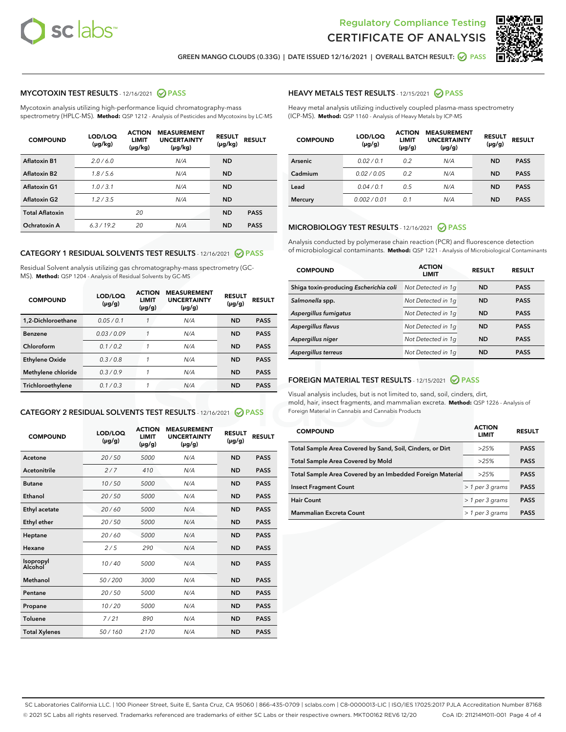Regulatory Compliance Testing
CERTIFICATE OF ANALYSIS

GREEN MANGO CLOUDS (0.33G) | DATE ISSUED 12/16/2021 | OVERALL BATCH RESULT: PASS

## MYCOTOXIN TEST RESULTS - 12/16/2021 PASS

Mycotoxin analysis utilizing high-performance liquid chromatography-mass spectrometry (HPLC-MS). **Method:** QSP 1212 - Analysis of Pesticides and Mycotoxins by LC-MS

| COMPOUND | LOD/LOQ (μg/kg) | ACTION LIMIT (μg/kg) | MEASUREMENT UNCERTAINTY (μg/kg) | RESULT (μg/kg) | RESULT |
|---|---|---|---|---|---|
| Aflatoxin B1 | 2.0 / 6.0 | | N/A | ND | |
| Aflatoxin B2 | 1.8 / 5.6 | | N/A | ND | |
| Aflatoxin G1 | 1.0 / 3.1 | | N/A | ND | |
| Aflatoxin G2 | 1.2 / 3.5 | | N/A | ND | |
| Total Aflatoxin | | 20 | | ND | PASS |
| Ochratoxin A | 6.3 / 19.2 | 20 | N/A | ND | PASS |

## CATEGORY 1 RESIDUAL SOLVENTS TEST RESULTS - 12/16/2021 PASS

Residual Solvent analysis utilizing gas chromatography-mass spectrometry (GC-MS). **Method:** QSP 1204 - Analysis of Residual Solvents by GC-MS

| COMPOUND | LOD/LOQ (μg/g) | ACTION LIMIT (μg/g) | MEASUREMENT UNCERTAINTY (μg/g) | RESULT (μg/g) | RESULT |
|---|---|---|---|---|---|
| 1,2-Dichloroethane | 0.05 / 0.1 | 1 | N/A | ND | PASS |
| Benzene | 0.03 / 0.09 | 1 | N/A | ND | PASS |
| Chloroform | 0.1 / 0.2 | 1 | N/A | ND | PASS |
| Ethylene Oxide | 0.3 / 0.8 | 1 | N/A | ND | PASS |
| Methylene chloride | 0.3 / 0.9 | 1 | N/A | ND | PASS |
| Trichloroethylene | 0.1 / 0.3 | 1 | N/A | ND | PASS |

## CATEGORY 2 RESIDUAL SOLVENTS TEST RESULTS - 12/16/2021 PASS

| COMPOUND | LOD/LOQ (μg/g) | ACTION LIMIT (μg/g) | MEASUREMENT UNCERTAINTY (μg/g) | RESULT (μg/g) | RESULT |
|---|---|---|---|---|---|
| Acetone | 20 / 50 | 5000 | N/A | ND | PASS |
| Acetonitrile | 2 / 7 | 410 | N/A | ND | PASS |
| Butane | 10 / 50 | 5000 | N/A | ND | PASS |
| Ethanol | 20 / 50 | 5000 | N/A | ND | PASS |
| Ethyl acetate | 20 / 60 | 5000 | N/A | ND | PASS |
| Ethyl ether | 20 / 50 | 5000 | N/A | ND | PASS |
| Heptane | 20 / 60 | 5000 | N/A | ND | PASS |
| Hexane | 2 / 5 | 290 | N/A | ND | PASS |
| Isopropyl Alcohol | 10 / 40 | 5000 | N/A | ND | PASS |
| Methanol | 50 / 200 | 3000 | N/A | ND | PASS |
| Pentane | 20 / 50 | 5000 | N/A | ND | PASS |
| Propane | 10 / 20 | 5000 | N/A | ND | PASS |
| Toluene | 7 / 21 | 890 | N/A | ND | PASS |
| Total Xylenes | 50 / 160 | 2170 | N/A | ND | PASS |

## HEAVY METALS TEST RESULTS - 12/15/2021 PASS

Heavy metal analysis utilizing inductively coupled plasma-mass spectrometry (ICP-MS). **Method:** QSP 1160 - Analysis of Heavy Metals by ICP-MS

| COMPOUND | LOD/LOQ (μg/g) | ACTION LIMIT (μg/g) | MEASUREMENT UNCERTAINTY (μg/g) | RESULT (μg/g) | RESULT |
|---|---|---|---|---|---|
| Arsenic | 0.02 / 0.1 | 0.2 | N/A | ND | PASS |
| Cadmium | 0.02 / 0.05 | 0.2 | N/A | ND | PASS |
| Lead | 0.04 / 0.1 | 0.5 | N/A | ND | PASS |
| Mercury | 0.002 / 0.01 | 0.1 | N/A | ND | PASS |

## MICROBIOLOGY TEST RESULTS - 12/16/2021 PASS

Analysis conducted by polymerase chain reaction (PCR) and fluorescence detection of microbiological contaminants. **Method:** QSP 1221 - Analysis of Microbiological Contaminants

| COMPOUND | ACTION LIMIT | RESULT | RESULT |
|---|---|---|---|
| Shiga toxin-producing *Escherichia coli* | Not Detected in 1g | ND | PASS |
| *Salmonella* spp. | Not Detected in 1g | ND | PASS |
| *Aspergillus fumigatus* | Not Detected in 1g | ND | PASS |
| *Aspergillus flavus* | Not Detected in 1g | ND | PASS |
| *Aspergillus niger* | Not Detected in 1g | ND | PASS |
| *Aspergillus terreus* | Not Detected in 1g | ND | PASS |

## FOREIGN MATERIAL TEST RESULTS - 12/15/2021 PASS

Visual analysis includes, but is not limited to, sand, soil, cinders, dirt, mold, hair, insect fragments, and mammalian excreta. **Method:** QSP 1226 - Analysis of Foreign Material in Cannabis and Cannabis Products

| COMPOUND | ACTION LIMIT | RESULT |
|---|---|---|
| Total Sample Area Covered by Sand, Soil, Cinders, or Dirt | >25% | PASS |
| Total Sample Area Covered by Mold | >25% | PASS |
| Total Sample Area Covered by an Imbedded Foreign Material | >25% | PASS |
| Insect Fragment Count | > 1 per 3 grams | PASS |
| Hair Count | > 1 per 3 grams | PASS |
| Mammalian Excreta Count | > 1 per 3 grams | PASS |

SC Laboratories California LLC. | 100 Pioneer Street, Suite E, Santa Cruz, CA 95060 | 866-435-0709 | sclabs.com | C8-0000013-LIC | ISO/IES 17025:2017 PJLA Accreditation Number 87168
© 2021 SC Labs all rights reserved. Trademarks referenced are trademarks of either SC Labs or their respective owners. MKT00162 REV6 12/20 CoA ID: 211214M011-001